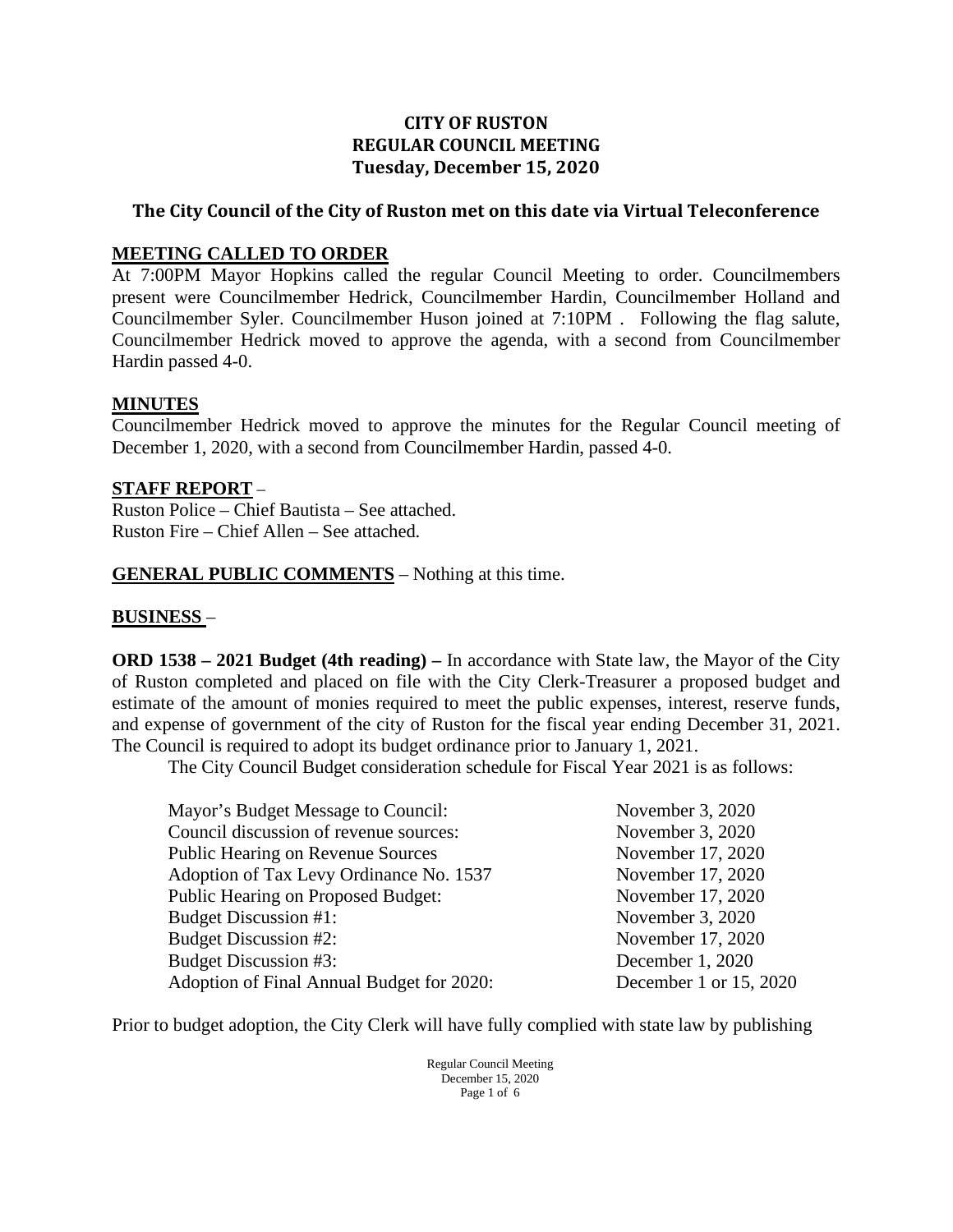# CITY OF RUSTON
## REGULAR COUNCIL MEETING
### Tuesday, December 15, 2020

**The City Council of the City of Ruston met on this date via Virtual Teleconference**

**MEETING CALLED TO ORDER**

At 7:00PM Mayor Hopkins called the regular Council Meeting to order. Councilmembers present were Councilmember Hedrick, Councilmember Hardin, Councilmember Holland and Councilmember Syler. Councilmember Huson joined at 7:10PM . Following the flag salute, Councilmember Hedrick moved to approve the agenda, with a second from Councilmember Hardin passed 4-0.

**MINUTES**

Councilmember Hedrick moved to approve the minutes for the Regular Council meeting of December 1, 2020, with a second from Councilmember Hardin, passed 4-0.

**STAFF REPORT** –

Ruston Police – Chief Bautista – See attached.
Ruston Fire – Chief Allen – See attached.

**GENERAL PUBLIC COMMENTS** – Nothing at this time.

**BUSINESS** –

**ORD 1538 – 2021 Budget (4th reading) –** In accordance with State law, the Mayor of the City of Ruston completed and placed on file with the City Clerk-Treasurer a proposed budget and estimate of the amount of monies required to meet the public expenses, interest, reserve funds, and expense of government of the city of Ruston for the fiscal year ending December 31, 2021. The Council is required to adopt its budget ordinance prior to January 1, 2021.

The City Council Budget consideration schedule for Fiscal Year 2021 is as follows:

| | |
|---|---|
| Mayor's Budget Message to Council: | November 3, 2020 |
| Council discussion of revenue sources: | November 3, 2020 |
| Public Hearing on Revenue Sources | November 17, 2020 |
| Adoption of Tax Levy Ordinance No. 1537 | November 17, 2020 |
| Public Hearing on Proposed Budget: | November 17, 2020 |
| Budget Discussion #1: | November 3, 2020 |
| Budget Discussion #2: | November 17, 2020 |
| Budget Discussion #3: | December 1, 2020 |
| Adoption of Final Annual Budget for 2020: | December 1 or 15, 2020 |

Prior to budget adoption, the City Clerk will have fully complied with state law by publishing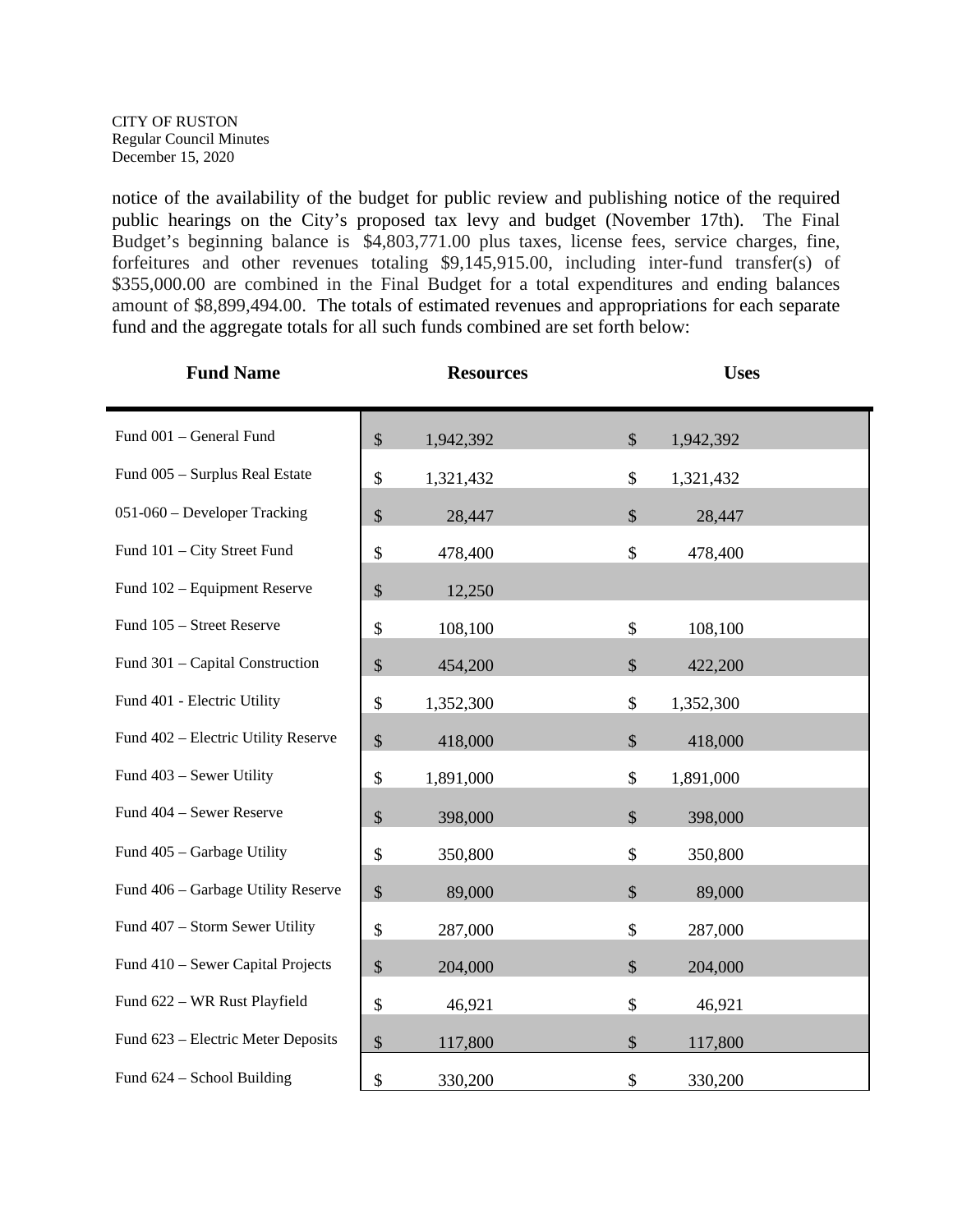notice of the availability of the budget for public review and publishing notice of the required public hearings on the City's proposed tax levy and budget (November 17th). The Final Budget's beginning balance is $4,803,771.00 plus taxes, license fees, service charges, fine, forfeitures and other revenues totaling $9,145,915.00, including inter-fund transfer(s) of $355,000.00 are combined in the Final Budget for a total expenditures and ending balances amount of $8,899,494.00. The totals of estimated revenues and appropriations for each separate fund and the aggregate totals for all such funds combined are set forth below:

| Fund Name | Resources | Uses |
|---|---|---|
| Fund 001 – General Fund | $ 1,942,392 | $ 1,942,392 |
| Fund 005 – Surplus Real Estate | $ 1,321,432 | $ 1,321,432 |
| 051-060 – Developer Tracking | $ 28,447 | $ 28,447 |
| Fund 101 – City Street Fund | $ 478,400 | $ 478,400 |
| Fund 102 – Equipment Reserve | $ 12,250 | |
| Fund 105 – Street Reserve | $ 108,100 | $ 108,100 |
| Fund 301 – Capital Construction | $ 454,200 | $ 422,200 |
| Fund 401 - Electric Utility | $ 1,352,300 | $ 1,352,300 |
| Fund 402 – Electric Utility Reserve | $ 418,000 | $ 418,000 |
| Fund 403 – Sewer Utility | $ 1,891,000 | $ 1,891,000 |
| Fund 404 – Sewer Reserve | $ 398,000 | $ 398,000 |
| Fund 405 – Garbage Utility | $ 350,800 | $ 350,800 |
| Fund 406 – Garbage Utility Reserve | $ 89,000 | $ 89,000 |
| Fund 407 – Storm Sewer Utility | $ 287,000 | $ 287,000 |
| Fund 410 – Sewer Capital Projects | $ 204,000 | $ 204,000 |
| Fund 622 – WR Rust Playfield | $ 46,921 | $ 46,921 |
| Fund 623 – Electric Meter Deposits | $ 117,800 | $ 117,800 |
| Fund 624 – School Building | $ 330,200 | $ 330,200 |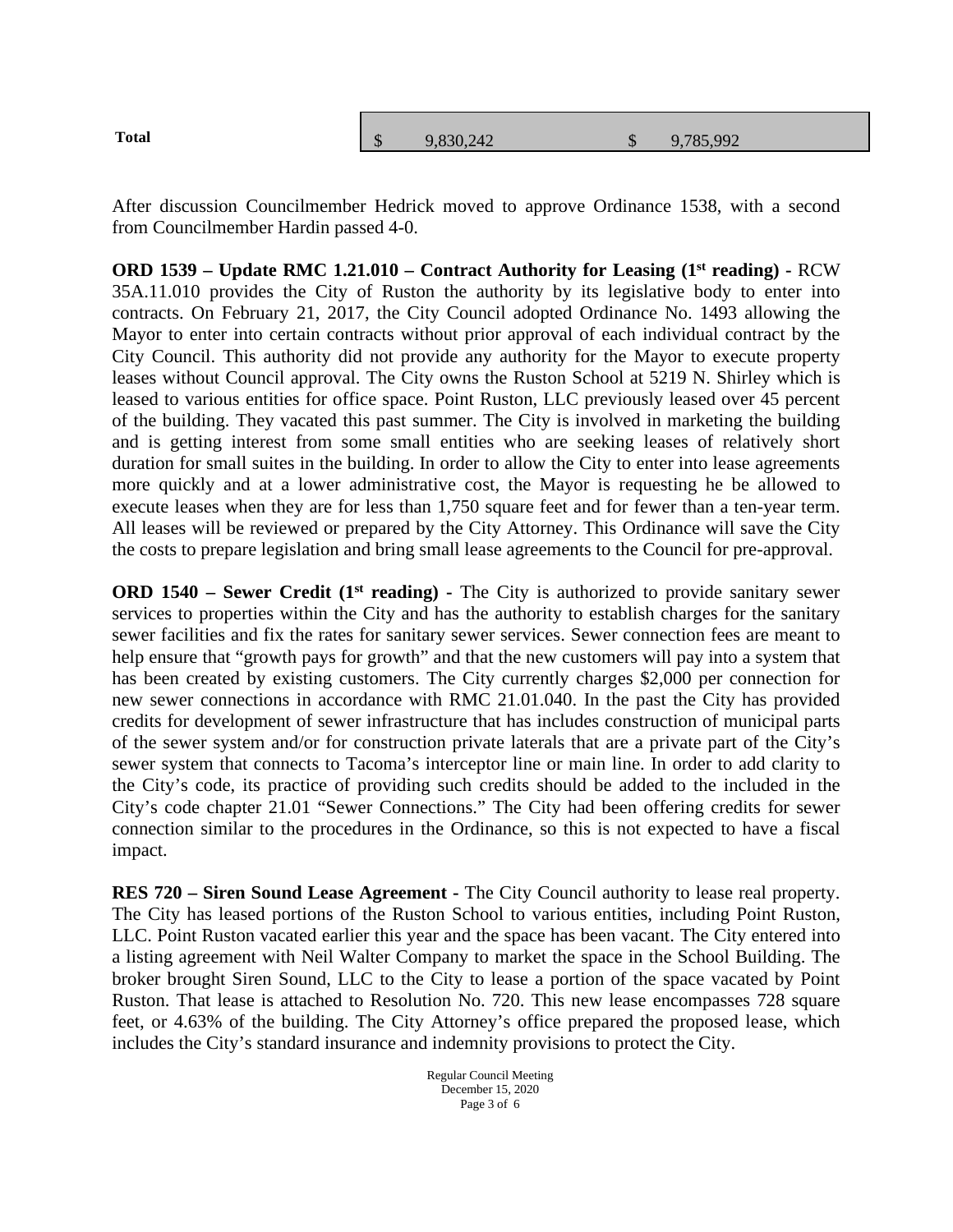| Total | $ 9,830,242 | $ 9,785,992 |
| --- | --- | --- |

After discussion Councilmember Hedrick moved to approve Ordinance 1538, with a second from Councilmember Hardin passed 4-0.

**ORD 1539 – Update RMC 1.21.010 – Contract Authority for Leasing (1st reading) -** RCW 35A.11.010 provides the City of Ruston the authority by its legislative body to enter into contracts. On February 21, 2017, the City Council adopted Ordinance No. 1493 allowing the Mayor to enter into certain contracts without prior approval of each individual contract by the City Council. This authority did not provide any authority for the Mayor to execute property leases without Council approval. The City owns the Ruston School at 5219 N. Shirley which is leased to various entities for office space. Point Ruston, LLC previously leased over 45 percent of the building. They vacated this past summer. The City is involved in marketing the building and is getting interest from some small entities who are seeking leases of relatively short duration for small suites in the building. In order to allow the City to enter into lease agreements more quickly and at a lower administrative cost, the Mayor is requesting he be allowed to execute leases when they are for less than 1,750 square feet and for fewer than a ten-year term. All leases will be reviewed or prepared by the City Attorney. This Ordinance will save the City the costs to prepare legislation and bring small lease agreements to the Council for pre-approval.

**ORD 1540 – Sewer Credit (1st reading) -** The City is authorized to provide sanitary sewer services to properties within the City and has the authority to establish charges for the sanitary sewer facilities and fix the rates for sanitary sewer services. Sewer connection fees are meant to help ensure that "growth pays for growth" and that the new customers will pay into a system that has been created by existing customers. The City currently charges $2,000 per connection for new sewer connections in accordance with RMC 21.01.040. In the past the City has provided credits for development of sewer infrastructure that has includes construction of municipal parts of the sewer system and/or for construction private laterals that are a private part of the City's sewer system that connects to Tacoma's interceptor line or main line. In order to add clarity to the City's code, its practice of providing such credits should be added to the included in the City's code chapter 21.01 "Sewer Connections." The City had been offering credits for sewer connection similar to the procedures in the Ordinance, so this is not expected to have a fiscal impact.

**RES 720 – Siren Sound Lease Agreement -** The City Council authority to lease real property. The City has leased portions of the Ruston School to various entities, including Point Ruston, LLC. Point Ruston vacated earlier this year and the space has been vacant. The City entered into a listing agreement with Neil Walter Company to market the space in the School Building. The broker brought Siren Sound, LLC to the City to lease a portion of the space vacated by Point Ruston. That lease is attached to Resolution No. 720. This new lease encompasses 728 square feet, or 4.63% of the building. The City Attorney's office prepared the proposed lease, which includes the City's standard insurance and indemnity provisions to protect the City.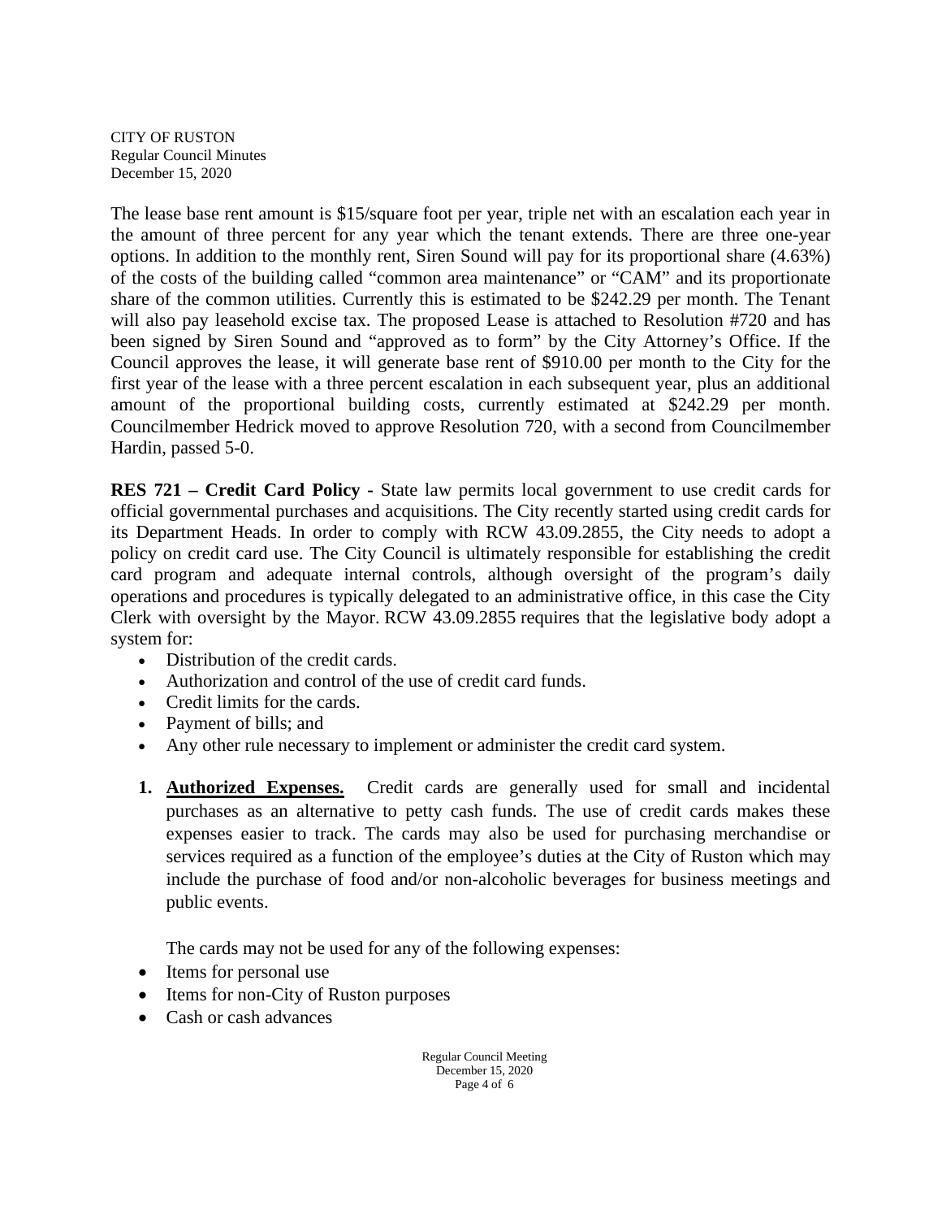The lease base rent amount is $15/square foot per year, triple net with an escalation each year in the amount of three percent for any year which the tenant extends. There are three one-year options. In addition to the monthly rent, Siren Sound will pay for its proportional share (4.63%) of the costs of the building called "common area maintenance" or "CAM" and its proportionate share of the common utilities. Currently this is estimated to be $242.29 per month. The Tenant will also pay leasehold excise tax. The proposed Lease is attached to Resolution #720 and has been signed by Siren Sound and "approved as to form" by the City Attorney's Office. If the Council approves the lease, it will generate base rent of $910.00 per month to the City for the first year of the lease with a three percent escalation in each subsequent year, plus an additional amount of the proportional building costs, currently estimated at $242.29 per month. Councilmember Hedrick moved to approve Resolution 720, with a second from Councilmember Hardin, passed 5-0.

**RES 721 – Credit Card Policy -** State law permits local government to use credit cards for official governmental purchases and acquisitions. The City recently started using credit cards for its Department Heads. In order to comply with RCW 43.09.2855, the City needs to adopt a policy on credit card use. The City Council is ultimately responsible for establishing the credit card program and adequate internal controls, although oversight of the program's daily operations and procedures is typically delegated to an administrative office, in this case the City Clerk with oversight by the Mayor. RCW 43.09.2855 requires that the legislative body adopt a system for:

- Distribution of the credit cards.
- Authorization and control of the use of credit card funds.
- Credit limits for the cards.
- Payment of bills; and
- Any other rule necessary to implement or administer the credit card system.

1. **Authorized Expenses.** Credit cards are generally used for small and incidental purchases as an alternative to petty cash funds. The use of credit cards makes these expenses easier to track. The cards may also be used for purchasing merchandise or services required as a function of the employee's duties at the City of Ruston which may include the purchase of food and/or non-alcoholic beverages for business meetings and public events.

   The cards may not be used for any of the following expenses:

- Items for personal use
- Items for non-City of Ruston purposes
- Cash or cash advances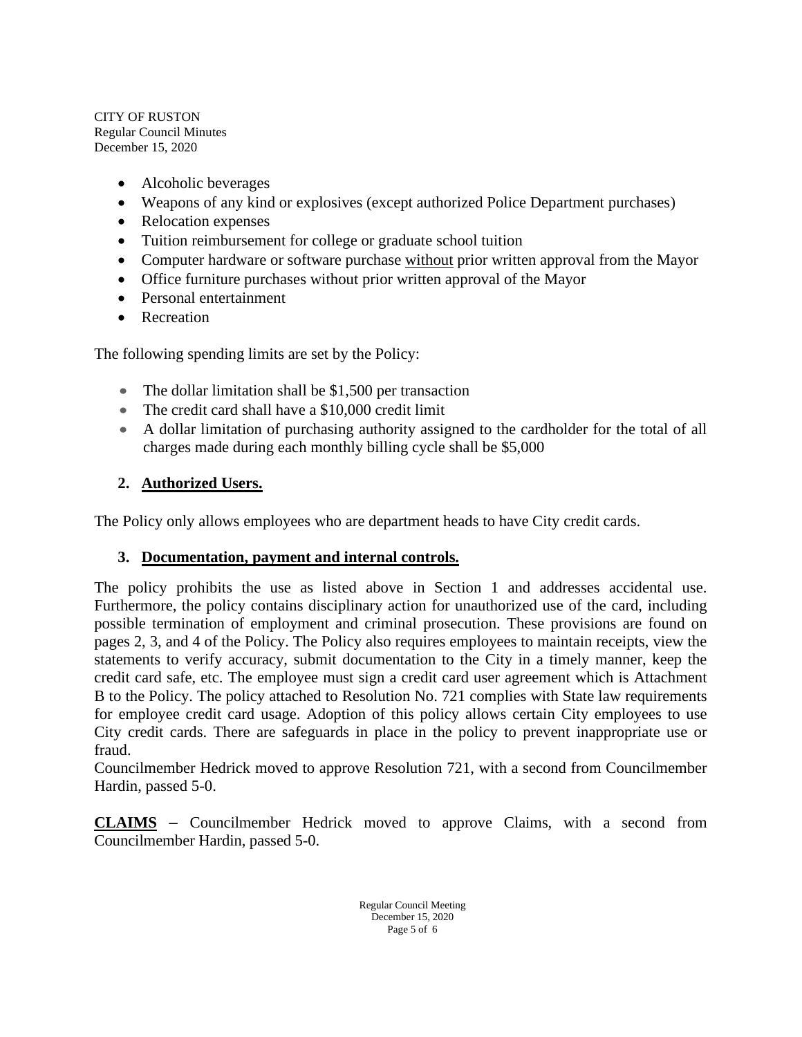- Alcoholic beverages
- Weapons of any kind or explosives (except authorized Police Department purchases)
- Relocation expenses
- Tuition reimbursement for college or graduate school tuition
- Computer hardware or software purchase without prior written approval from the Mayor
- Office furniture purchases without prior written approval of the Mayor
- Personal entertainment
- Recreation

The following spending limits are set by the Policy:

- The dollar limitation shall be $1,500 per transaction
- The credit card shall have a $10,000 credit limit
- A dollar limitation of purchasing authority assigned to the cardholder for the total of all charges made during each monthly billing cycle shall be $5,000

**2. Authorized Users.**

The Policy only allows employees who are department heads to have City credit cards.

**3. Documentation, payment and internal controls.**

The policy prohibits the use as listed above in Section 1 and addresses accidental use. Furthermore, the policy contains disciplinary action for unauthorized use of the card, including possible termination of employment and criminal prosecution. These provisions are found on pages 2, 3, and 4 of the Policy. The Policy also requires employees to maintain receipts, view the statements to verify accuracy, submit documentation to the City in a timely manner, keep the credit card safe, etc. The employee must sign a credit card user agreement which is Attachment B to the Policy. The policy attached to Resolution No. 721 complies with State law requirements for employee credit card usage. Adoption of this policy allows certain City employees to use City credit cards. There are safeguards in place in the policy to prevent inappropriate use or fraud.
Councilmember Hedrick moved to approve Resolution 721, with a second from Councilmember Hardin, passed 5-0.

**CLAIMS** – Councilmember Hedrick moved to approve Claims, with a second from Councilmember Hardin, passed 5-0.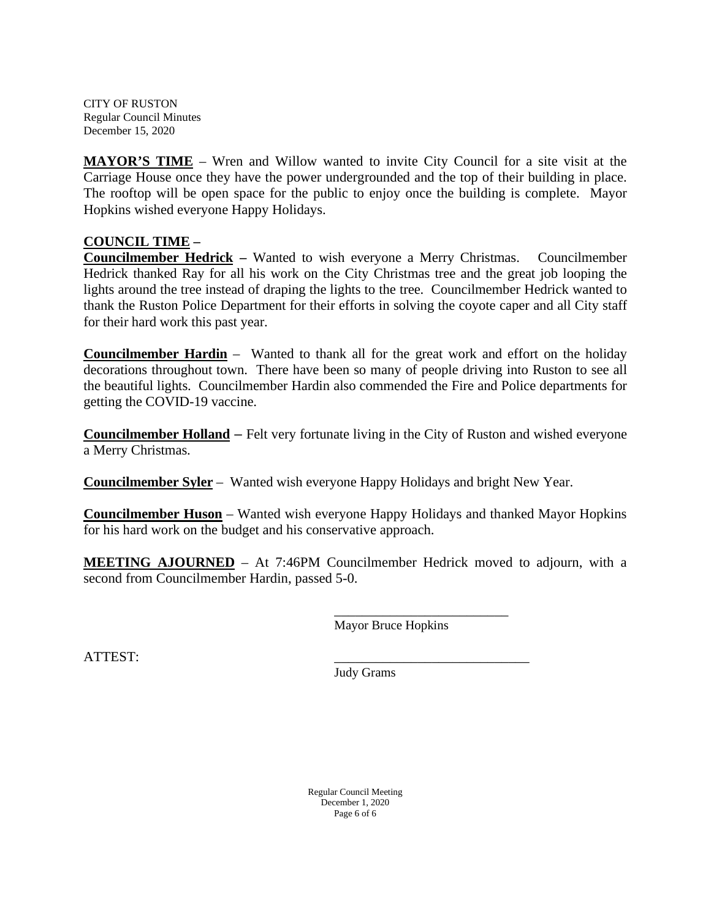CITY OF RUSTON
Regular Council Minutes
December 15, 2020

**MAYOR'S TIME** – Wren and Willow wanted to invite City Council for a site visit at the Carriage House once they have the power undergrounded and the top of their building in place. The rooftop will be open space for the public to enjoy once the building is complete. Mayor Hopkins wished everyone Happy Holidays.

**COUNCIL TIME –**

**Councilmember Hedrick –** Wanted to wish everyone a Merry Christmas. Councilmember Hedrick thanked Ray for all his work on the City Christmas tree and the great job looping the lights around the tree instead of draping the lights to the tree. Councilmember Hedrick wanted to thank the Ruston Police Department for their efforts in solving the coyote caper and all City staff for their hard work this past year.

**Councilmember Hardin** – Wanted to thank all for the great work and effort on the holiday decorations throughout town. There have been so many of people driving into Ruston to see all the beautiful lights. Councilmember Hardin also commended the Fire and Police departments for getting the COVID-19 vaccine.

**Councilmember Holland –** Felt very fortunate living in the City of Ruston and wished everyone a Merry Christmas.

**Councilmember Syler** – Wanted wish everyone Happy Holidays and bright New Year.

**Councilmember Huson** – Wanted wish everyone Happy Holidays and thanked Mayor Hopkins for his hard work on the budget and his conservative approach.

**MEETING AJOURNED** – At 7:46PM Councilmember Hedrick moved to adjourn, with a second from Councilmember Hardin, passed 5-0.

\_\_\_\_\_\_\_\_\_\_\_\_\_\_\_\_\_\_\_\_\_\_\_\_\_\_
Mayor Bruce Hopkins

ATTEST:

\_\_\_\_\_\_\_\_\_\_\_\_\_\_\_\_\_\_\_\_\_\_\_\_\_\_\_\_\_
Judy Grams